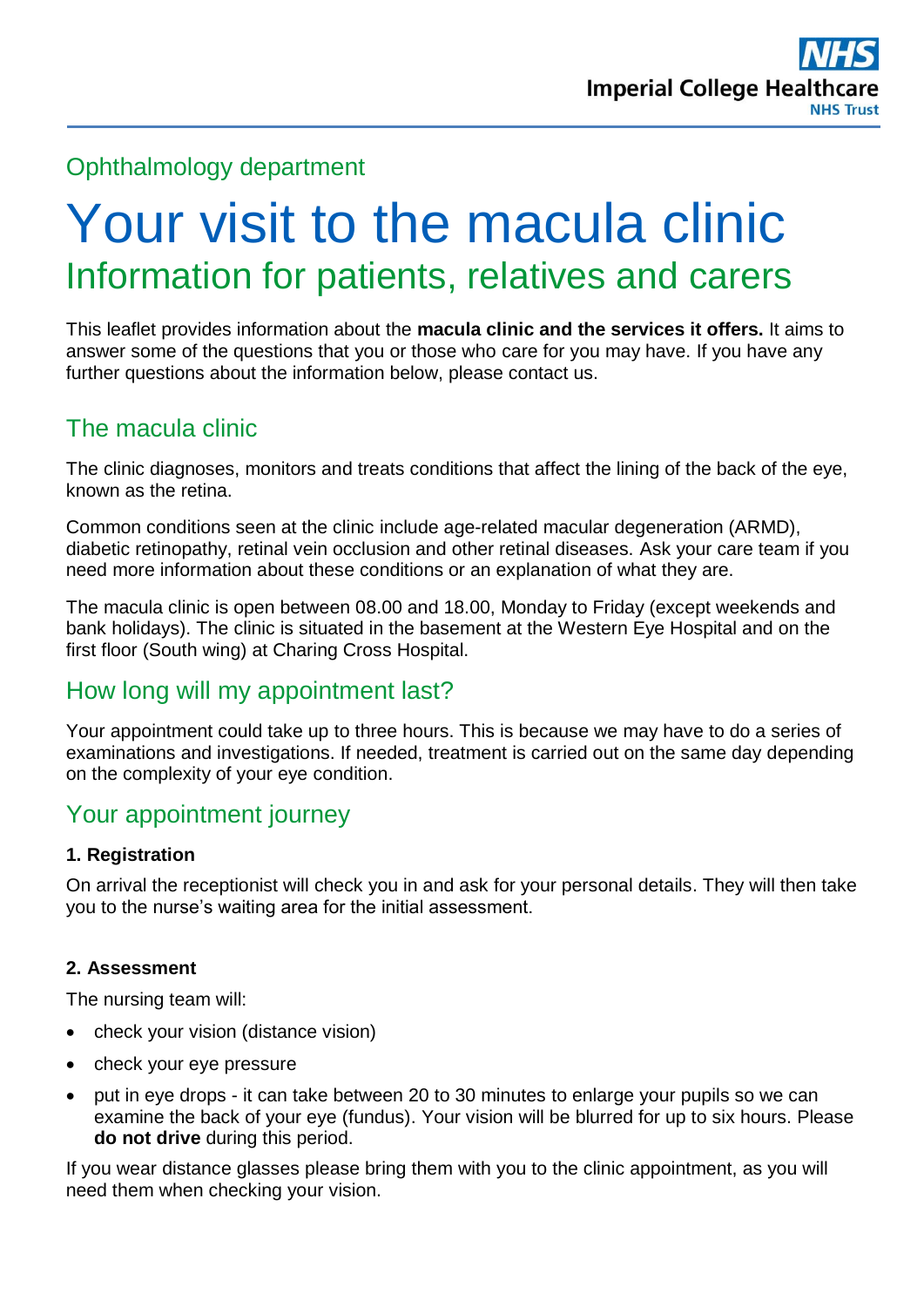Ophthalmology department

# Your visit to the macula clinic

## Information for patients, relatives and carers

This leaflet provides information about the **macula clinic and the services it offers.** It aims to answer some of the questions that you or those who care for you may have. If you have any further questions about the information below, please contact us.

## The macula clinic

The clinic diagnoses, monitors and treats conditions that affect the lining of the back of the eye, known as the retina.

Common conditions seen at the clinic include age-related macular degeneration (ARMD), diabetic retinopathy, retinal vein occlusion and other retinal diseases. Ask your care team if you need more information about these conditions or an explanation of what they are.

The macula clinic is open between 08.00 and 18.00, Monday to Friday (except weekends and bank holidays). The clinic is situated in the basement at the Western Eye Hospital and on the first floor (South wing) at Charing Cross Hospital.

## How long will my appointment last?

Your appointment could take up to three hours. This is because we may have to do a series of examinations and investigations. If needed, treatment is carried out on the same day depending on the complexity of your eye condition.

## Your appointment journey

**1. Registration**

On arrival the receptionist will check you in and ask for your personal details. They will then take you to the nurse's waiting area for the initial assessment.

**2. Assessment**

The nursing team will:

- check your vision (distance vision)
- check your eye pressure
- put in eye drops - it can take between 20 to 30 minutes to enlarge your pupils so we can examine the back of your eye (fundus). Your vision will be blurred for up to six hours. Please **do not drive** during this period.

If you wear distance glasses please bring them with you to the clinic appointment, as you will need them when checking your vision.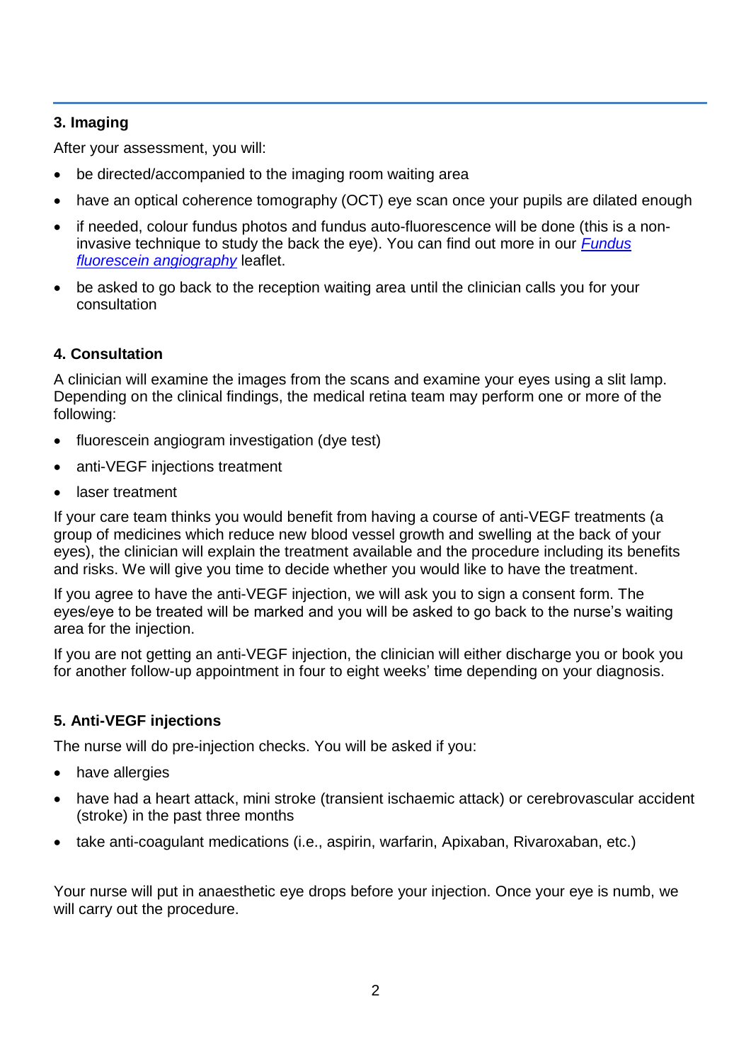### 3. Imaging

After your assessment, you will:

- be directed/accompanied to the imaging room waiting area
- have an optical coherence tomography (OCT) eye scan once your pupils are dilated enough
- if needed, colour fundus photos and fundus auto-fluorescence will be done (this is a non-invasive technique to study the back the eye). You can find out more in our *Fundus fluorescein angiography* leaflet.
- be asked to go back to the reception waiting area until the clinician calls you for your consultation

### 4. Consultation

A clinician will examine the images from the scans and examine your eyes using a slit lamp. Depending on the clinical findings, the medical retina team may perform one or more of the following:

- fluorescein angiogram investigation (dye test)
- anti-VEGF injections treatment
- laser treatment

If your care team thinks you would benefit from having a course of anti-VEGF treatments (a group of medicines which reduce new blood vessel growth and swelling at the back of your eyes), the clinician will explain the treatment available and the procedure including its benefits and risks. We will give you time to decide whether you would like to have the treatment.

If you agree to have the anti-VEGF injection, we will ask you to sign a consent form. The eyes/eye to be treated will be marked and you will be asked to go back to the nurse's waiting area for the injection.

If you are not getting an anti-VEGF injection, the clinician will either discharge you or book you for another follow-up appointment in four to eight weeks' time depending on your diagnosis.

### 5. Anti-VEGF injections

The nurse will do pre-injection checks. You will be asked if you:

- have allergies
- have had a heart attack, mini stroke (transient ischaemic attack) or cerebrovascular accident (stroke) in the past three months
- take anti-coagulant medications (i.e., aspirin, warfarin, Apixaban, Rivaroxaban, etc.)

Your nurse will put in anaesthetic eye drops before your injection. Once your eye is numb, we will carry out the procedure.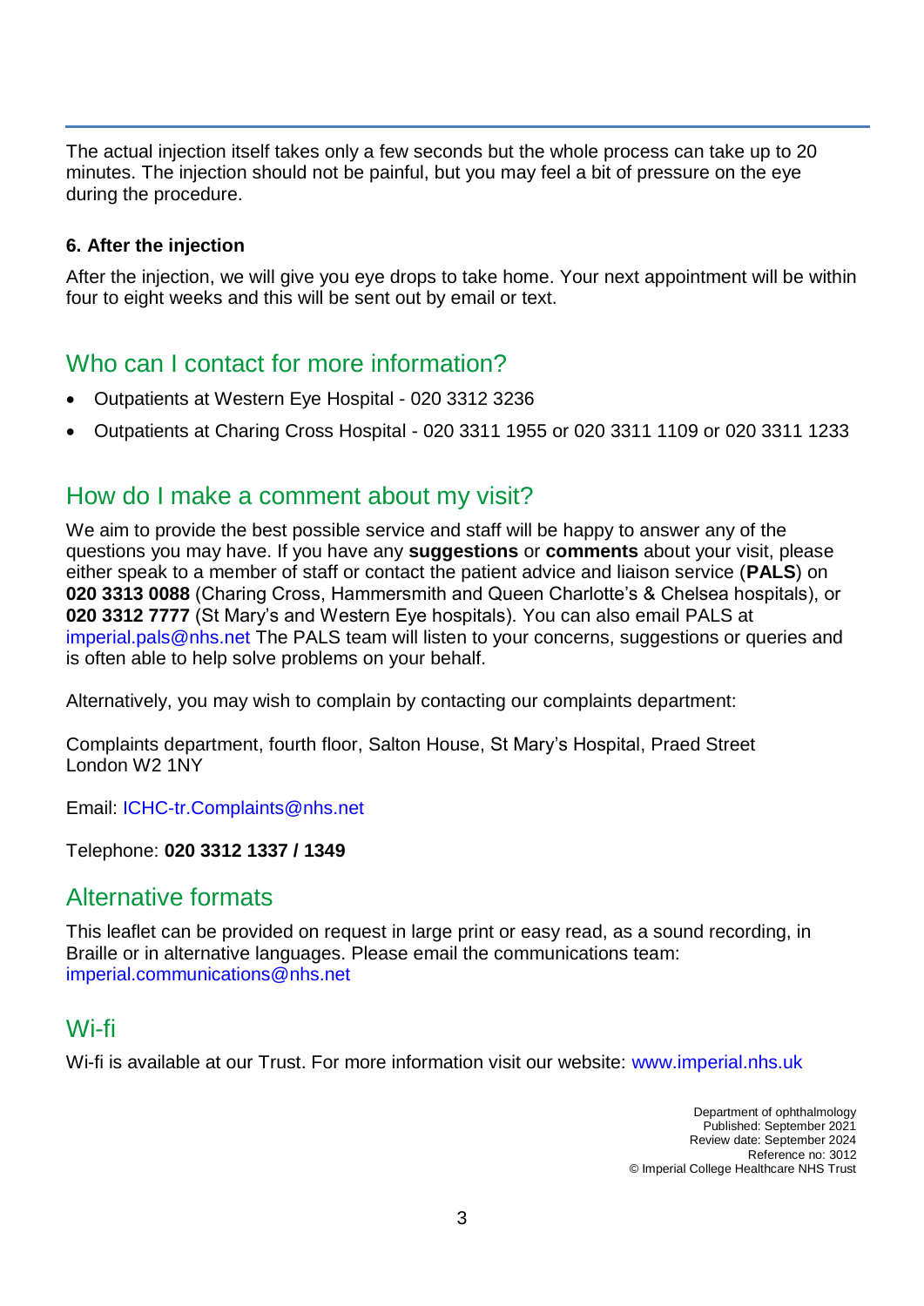The actual injection itself takes only a few seconds but the whole process can take up to 20 minutes. The injection should not be painful, but you may feel a bit of pressure on the eye during the procedure.

**6. After the injection**

After the injection, we will give you eye drops to take home. Your next appointment will be within four to eight weeks and this will be sent out by email or text.

## Who can I contact for more information?

- Outpatients at Western Eye Hospital - 020 3312 3236
- Outpatients at Charing Cross Hospital - 020 3311 1955 or 020 3311 1109 or 020 3311 1233

## How do I make a comment about my visit?

We aim to provide the best possible service and staff will be happy to answer any of the questions you may have. If you have any **suggestions** or **comments** about your visit, please either speak to a member of staff or contact the patient advice and liaison service (**PALS**) on **020 3313 0088** (Charing Cross, Hammersmith and Queen Charlotte's & Chelsea hospitals), or **020 3312 7777** (St Mary's and Western Eye hospitals). You can also email PALS at imperial.pals@nhs.net The PALS team will listen to your concerns, suggestions or queries and is often able to help solve problems on your behalf.

Alternatively, you may wish to complain by contacting our complaints department:

Complaints department, fourth floor, Salton House, St Mary's Hospital, Praed Street
London W2 1NY

Email: ICHC-tr.Complaints@nhs.net

Telephone: **020 3312 1337 / 1349**

## Alternative formats

This leaflet can be provided on request in large print or easy read, as a sound recording, in Braille or in alternative languages. Please email the communications team: imperial.communications@nhs.net

## Wi-fi

Wi-fi is available at our Trust. For more information visit our website: www.imperial.nhs.uk

Department of ophthalmology
Published: September 2021
Review date: September 2024
Reference no: 3012
© Imperial College Healthcare NHS Trust